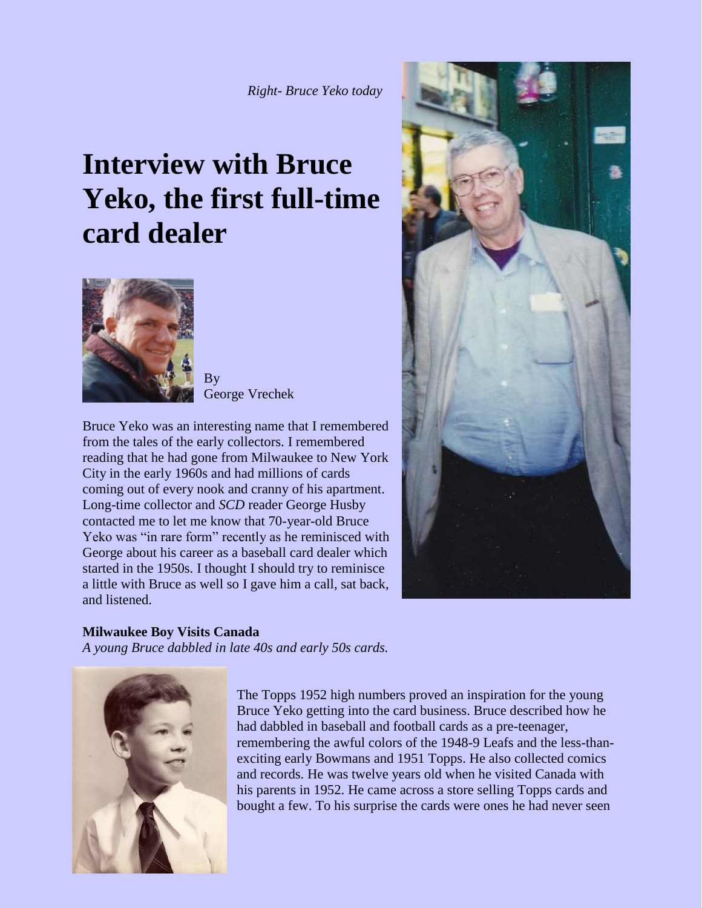*Right- Bruce Yeko today*

# Interview with Bruce Yeko, the first full-time card dealer

By
George Vrechek

Bruce Yeko was an interesting name that I remembered from the tales of the early collectors. I remembered reading that he had gone from Milwaukee to New York City in the early 1960s and had millions of cards coming out of every nook and cranny of his apartment. Long-time collector and *SCD* reader George Husby contacted me to let me know that 70-year-old Bruce Yeko was "in rare form" recently as he reminisced with George about his career as a baseball card dealer which started in the 1950s. I thought I should try to reminisce a little with Bruce as well so I gave him a call, sat back, and listened.

**Milwaukee Boy Visits Canada**

*A young Bruce dabbled in late 40s and early 50s cards.*

The Topps 1952 high numbers proved an inspiration for the young Bruce Yeko getting into the card business. Bruce described how he had dabbled in baseball and football cards as a pre-teenager, remembering the awful colors of the 1948-9 Leafs and the less-than-exciting early Bowmans and 1951 Topps. He also collected comics and records. He was twelve years old when he visited Canada with his parents in 1952. He came across a store selling Topps cards and bought a few. To his surprise the cards were ones he had never seen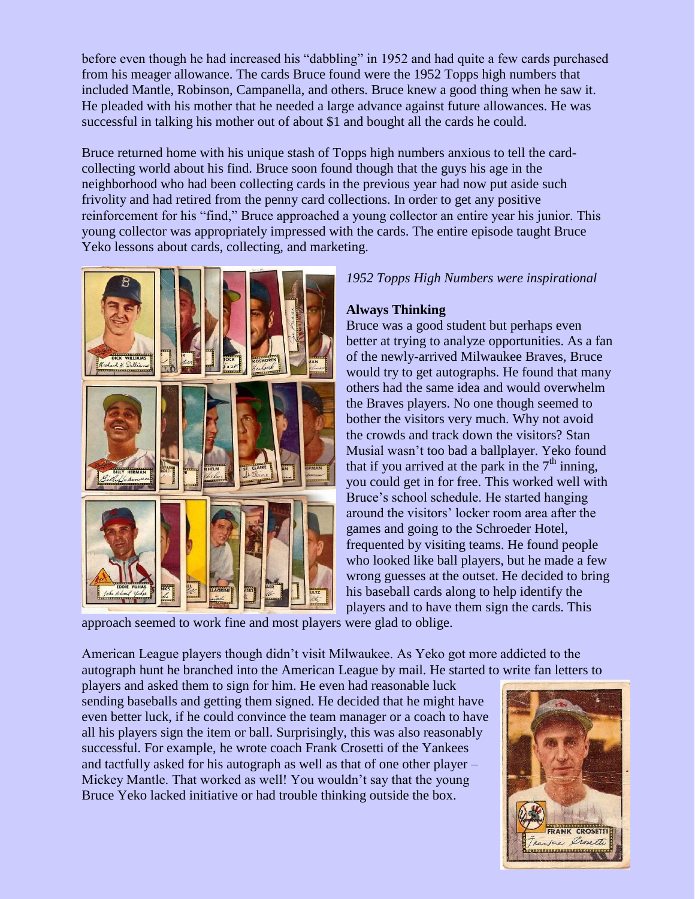before even though he had increased his “dabbling” in 1952 and had quite a few cards purchased from his meager allowance. The cards Bruce found were the 1952 Topps high numbers that included Mantle, Robinson, Campanella, and others. Bruce knew a good thing when he saw it. He pleaded with his mother that he needed a large advance against future allowances. He was successful in talking his mother out of about $1 and bought all the cards he could.

Bruce returned home with his unique stash of Topps high numbers anxious to tell the card-collecting world about his find. Bruce soon found though that the guys his age in the neighborhood who had been collecting cards in the previous year had now put aside such frivolity and had retired from the penny card collections. In order to get any positive reinforcement for his “find,” Bruce approached a young collector an entire year his junior. This young collector was appropriately impressed with the cards. The entire episode taught Bruce Yeko lessons about cards, collecting, and marketing.

*1952 Topps High Numbers were inspirational*

**Always Thinking**

Bruce was a good student but perhaps even better at trying to analyze opportunities. As a fan of the newly-arrived Milwaukee Braves, Bruce would try to get autographs. He found that many others had the same idea and would overwhelm the Braves players. No one though seemed to bother the visitors very much. Why not avoid the crowds and track down the visitors? Stan Musial wasn’t too bad a ballplayer. Yeko found that if you arrived at the park in the 7th inning, you could get in for free. This worked well with Bruce’s school schedule. He started hanging around the visitors’ locker room area after the games and going to the Schroeder Hotel, frequented by visiting teams. He found people who looked like ball players, but he made a few wrong guesses at the outset. He decided to bring his baseball cards along to help identify the players and to have them sign the cards. This approach seemed to work fine and most players were glad to oblige.

American League players though didn’t visit Milwaukee. As Yeko got more addicted to the autograph hunt he branched into the American League by mail. He started to write fan letters to players and asked them to sign for him. He even had reasonable luck sending baseballs and getting them signed. He decided that he might have even better luck, if he could convince the team manager or a coach to have all his players sign the item or ball. Surprisingly, this was also reasonably successful. For example, he wrote coach Frank Crosetti of the Yankees and tactfully asked for his autograph as well as that of one other player – Mickey Mantle. That worked as well! You wouldn’t say that the young Bruce Yeko lacked initiative or had trouble thinking outside the box.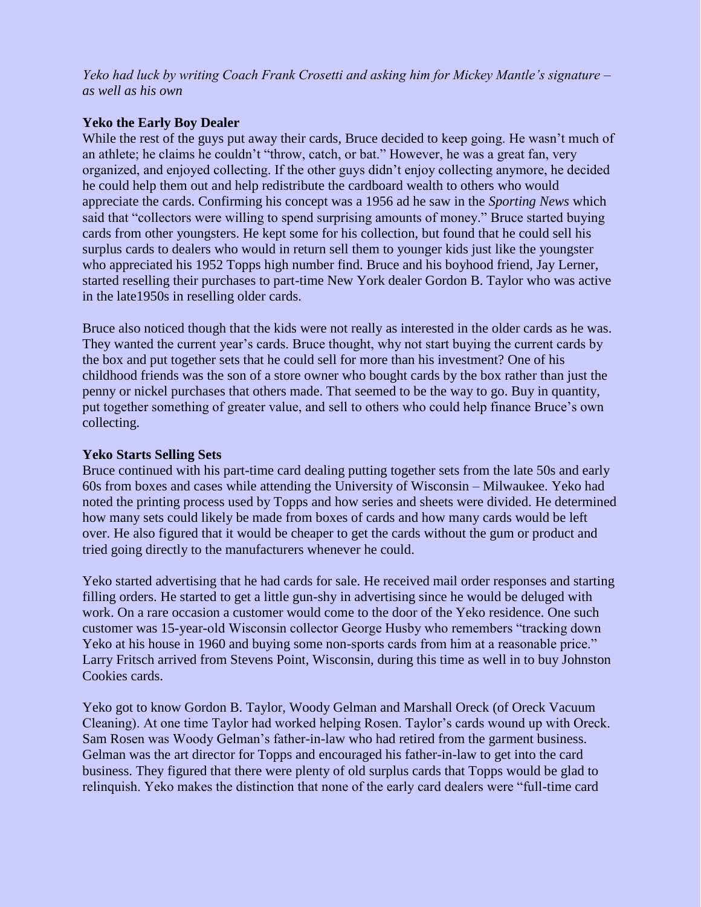*Yeko had luck by writing Coach Frank Crosetti and asking him for Mickey Mantle's signature – as well as his own*

**Yeko the Early Boy Dealer**

While the rest of the guys put away their cards, Bruce decided to keep going. He wasn't much of an athlete; he claims he couldn't "throw, catch, or bat." However, he was a great fan, very organized, and enjoyed collecting. If the other guys didn't enjoy collecting anymore, he decided he could help them out and help redistribute the cardboard wealth to others who would appreciate the cards. Confirming his concept was a 1956 ad he saw in the *Sporting News* which said that "collectors were willing to spend surprising amounts of money." Bruce started buying cards from other youngsters. He kept some for his collection, but found that he could sell his surplus cards to dealers who would in return sell them to younger kids just like the youngster who appreciated his 1952 Topps high number find. Bruce and his boyhood friend, Jay Lerner, started reselling their purchases to part-time New York dealer Gordon B. Taylor who was active in the late1950s in reselling older cards.

Bruce also noticed though that the kids were not really as interested in the older cards as he was. They wanted the current year's cards. Bruce thought, why not start buying the current cards by the box and put together sets that he could sell for more than his investment? One of his childhood friends was the son of a store owner who bought cards by the box rather than just the penny or nickel purchases that others made. That seemed to be the way to go. Buy in quantity, put together something of greater value, and sell to others who could help finance Bruce's own collecting.

**Yeko Starts Selling Sets**

Bruce continued with his part-time card dealing putting together sets from the late 50s and early 60s from boxes and cases while attending the University of Wisconsin – Milwaukee. Yeko had noted the printing process used by Topps and how series and sheets were divided. He determined how many sets could likely be made from boxes of cards and how many cards would be left over. He also figured that it would be cheaper to get the cards without the gum or product and tried going directly to the manufacturers whenever he could.

Yeko started advertising that he had cards for sale. He received mail order responses and starting filling orders. He started to get a little gun-shy in advertising since he would be deluged with work. On a rare occasion a customer would come to the door of the Yeko residence. One such customer was 15-year-old Wisconsin collector George Husby who remembers "tracking down Yeko at his house in 1960 and buying some non-sports cards from him at a reasonable price." Larry Fritsch arrived from Stevens Point, Wisconsin, during this time as well in to buy Johnston Cookies cards.

Yeko got to know Gordon B. Taylor, Woody Gelman and Marshall Oreck (of Oreck Vacuum Cleaning). At one time Taylor had worked helping Rosen. Taylor's cards wound up with Oreck. Sam Rosen was Woody Gelman's father-in-law who had retired from the garment business. Gelman was the art director for Topps and encouraged his father-in-law to get into the card business. They figured that there were plenty of old surplus cards that Topps would be glad to relinquish. Yeko makes the distinction that none of the early card dealers were "full-time card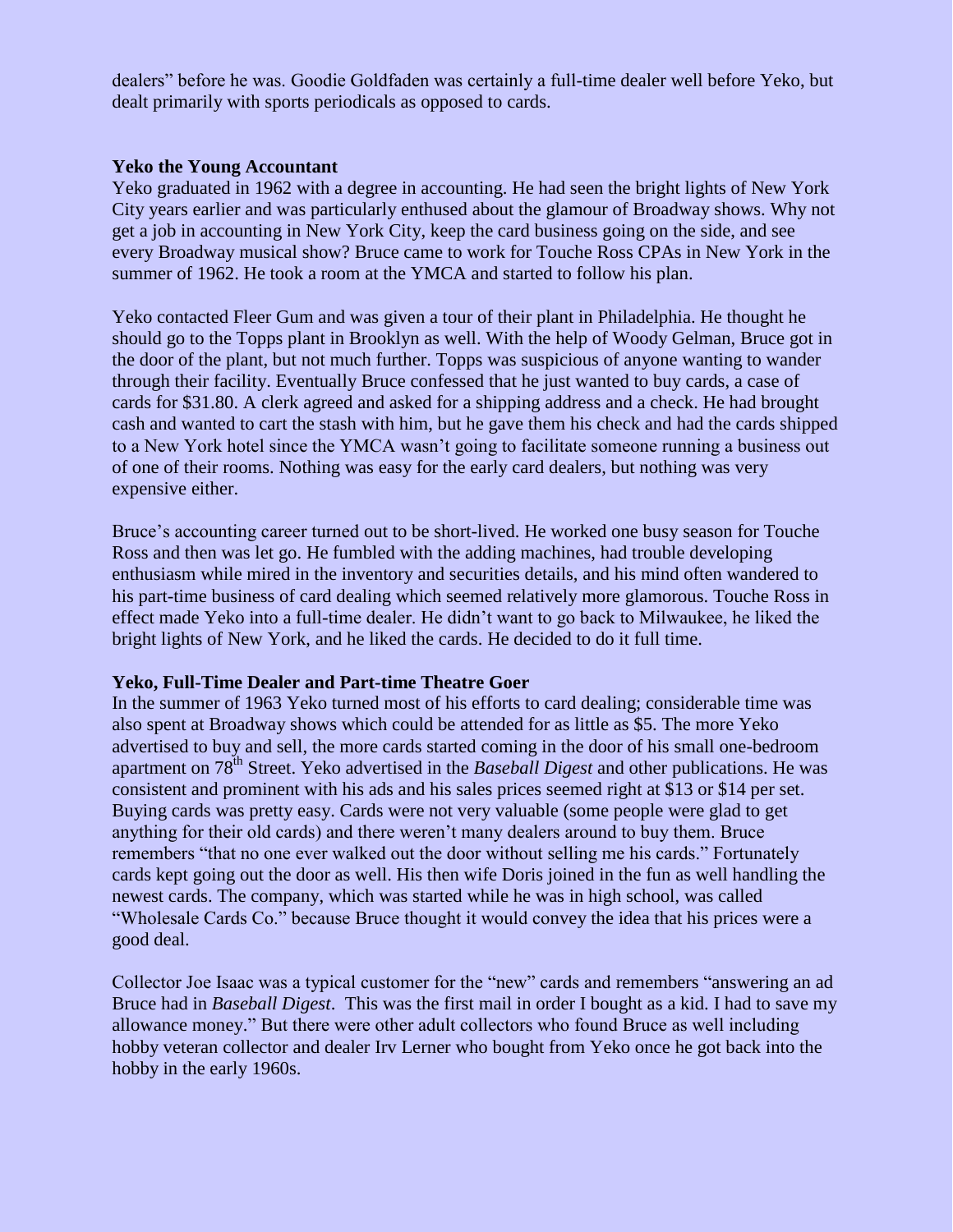dealers" before he was. Goodie Goldfaden was certainly a full-time dealer well before Yeko, but dealt primarily with sports periodicals as opposed to cards.

**Yeko the Young Accountant**

Yeko graduated in 1962 with a degree in accounting. He had seen the bright lights of New York City years earlier and was particularly enthused about the glamour of Broadway shows. Why not get a job in accounting in New York City, keep the card business going on the side, and see every Broadway musical show? Bruce came to work for Touche Ross CPAs in New York in the summer of 1962. He took a room at the YMCA and started to follow his plan.

Yeko contacted Fleer Gum and was given a tour of their plant in Philadelphia. He thought he should go to the Topps plant in Brooklyn as well. With the help of Woody Gelman, Bruce got in the door of the plant, but not much further. Topps was suspicious of anyone wanting to wander through their facility. Eventually Bruce confessed that he just wanted to buy cards, a case of cards for $31.80. A clerk agreed and asked for a shipping address and a check. He had brought cash and wanted to cart the stash with him, but he gave them his check and had the cards shipped to a New York hotel since the YMCA wasn't going to facilitate someone running a business out of one of their rooms. Nothing was easy for the early card dealers, but nothing was very expensive either.

Bruce's accounting career turned out to be short-lived. He worked one busy season for Touche Ross and then was let go. He fumbled with the adding machines, had trouble developing enthusiasm while mired in the inventory and securities details, and his mind often wandered to his part-time business of card dealing which seemed relatively more glamorous. Touche Ross in effect made Yeko into a full-time dealer. He didn't want to go back to Milwaukee, he liked the bright lights of New York, and he liked the cards. He decided to do it full time.

**Yeko, Full-Time Dealer and Part-time Theatre Goer**

In the summer of 1963 Yeko turned most of his efforts to card dealing; considerable time was also spent at Broadway shows which could be attended for as little as $5. The more Yeko advertised to buy and sell, the more cards started coming in the door of his small one-bedroom apartment on 78th Street. Yeko advertised in the *Baseball Digest* and other publications. He was consistent and prominent with his ads and his sales prices seemed right at $13 or $14 per set. Buying cards was pretty easy. Cards were not very valuable (some people were glad to get anything for their old cards) and there weren't many dealers around to buy them. Bruce remembers "that no one ever walked out the door without selling me his cards." Fortunately cards kept going out the door as well. His then wife Doris joined in the fun as well handling the newest cards. The company, which was started while he was in high school, was called "Wholesale Cards Co." because Bruce thought it would convey the idea that his prices were a good deal.

Collector Joe Isaac was a typical customer for the "new" cards and remembers "answering an ad Bruce had in *Baseball Digest*. This was the first mail in order I bought as a kid. I had to save my allowance money." But there were other adult collectors who found Bruce as well including hobby veteran collector and dealer Irv Lerner who bought from Yeko once he got back into the hobby in the early 1960s.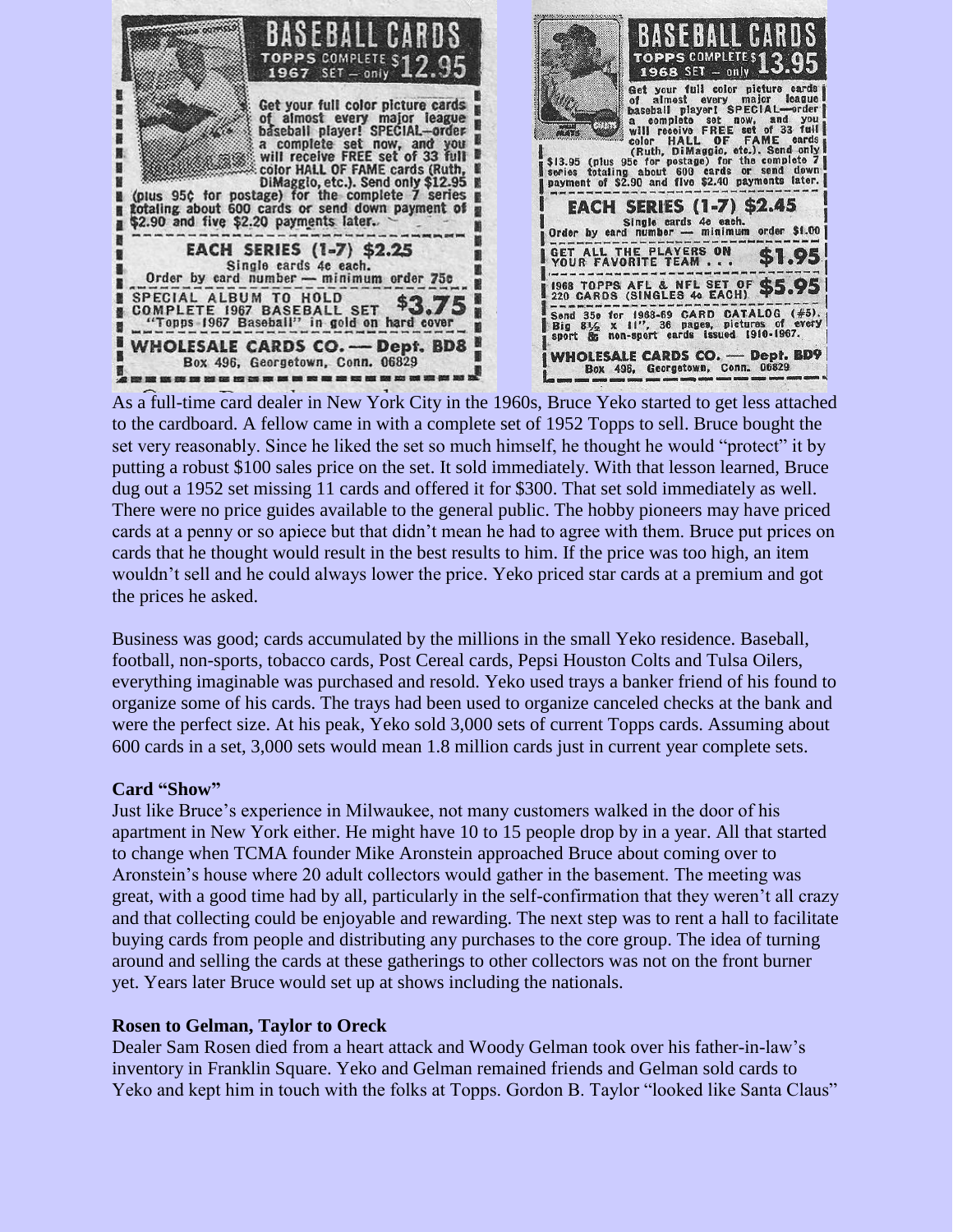**BASEBALL CARDS**
**TOPPS COMPLETE 1967 SET — only $12.95**

Get your full color picture cards of almost every major league baseball player! SPECIAL—order a complete set now, and you will receive FREE set of 33 full color HALL OF FAME cards (Ruth, DiMaggio, etc.). Send only $12.95 (plus 95¢ for postage) for the complete 7 series totaling about 600 cards or send down payment of $2.90 and five $2.20 payments later.

**EACH SERIES (1-7) $2.25**
Single cards 4¢ each.
Order by card number — minimum order 75¢

SPECIAL ALBUM TO HOLD COMPLETE 1967 BASEBALL SET **$3.75**
"Topps 1967 Baseball" in gold on hard cover

**WHOLESALE CARDS CO. — Dept. BD8**
Box 496, Georgetown, Conn. 06829

**BASEBALL CARDS**
**TOPPS COMPLETE 1968 SET — only $13.95**

Get your full color picture cards of almost every major league baseball player! SPECIAL—order a complete set now, and you will receive FREE set of 33 full color HALL OF FAME cards (Ruth, DiMaggio, etc.). Send only $13.95 (plus 95¢ for postage) for the complete 7 series totaling about 600 cards or send down payment of $2.90 and five $2.40 payments later.

**EACH SERIES (1-7) $2.45**
Single cards 4¢ each.
Order by card number — minimum order $1.00

GET ALL THE PLAYERS ON YOUR FAVORITE TEAM . . . **$1.95**

1968 TOPPS AFL & NFL SET OF 220 CARDS (SINGLES 4¢ EACH) **$5.95**

Send 35¢ for 1968-69 CARD CATALOG (#5). Big 8½ x 11", 36 pages, pictures of every sport & non-sport cards issued 1910-1967.

**WHOLESALE CARDS CO. — Dept. BD9**
Box 496, Georgetown, Conn. 06829

As a full-time card dealer in New York City in the 1960s, Bruce Yeko started to get less attached to the cardboard. A fellow came in with a complete set of 1952 Topps to sell. Bruce bought the set very reasonably. Since he liked the set so much himself, he thought he would "protect" it by putting a robust $100 sales price on the set. It sold immediately. With that lesson learned, Bruce dug out a 1952 set missing 11 cards and offered it for $300. That set sold immediately as well. There were no price guides available to the general public. The hobby pioneers may have priced cards at a penny or so apiece but that didn't mean he had to agree with them. Bruce put prices on cards that he thought would result in the best results to him. If the price was too high, an item wouldn't sell and he could always lower the price. Yeko priced star cards at a premium and got the prices he asked.

Business was good; cards accumulated by the millions in the small Yeko residence. Baseball, football, non-sports, tobacco cards, Post Cereal cards, Pepsi Houston Colts and Tulsa Oilers, everything imaginable was purchased and resold. Yeko used trays a banker friend of his found to organize some of his cards. The trays had been used to organize canceled checks at the bank and were the perfect size. At his peak, Yeko sold 3,000 sets of current Topps cards. Assuming about 600 cards in a set, 3,000 sets would mean 1.8 million cards just in current year complete sets.

### Card "Show"

Just like Bruce's experience in Milwaukee, not many customers walked in the door of his apartment in New York either. He might have 10 to 15 people drop by in a year. All that started to change when TCMA founder Mike Aronstein approached Bruce about coming over to Aronstein's house where 20 adult collectors would gather in the basement. The meeting was great, with a good time had by all, particularly in the self-confirmation that they weren't all crazy and that collecting could be enjoyable and rewarding. The next step was to rent a hall to facilitate buying cards from people and distributing any purchases to the core group. The idea of turning around and selling the cards at these gatherings to other collectors was not on the front burner yet. Years later Bruce would set up at shows including the nationals.

### Rosen to Gelman, Taylor to Oreck

Dealer Sam Rosen died from a heart attack and Woody Gelman took over his father-in-law's inventory in Franklin Square. Yeko and Gelman remained friends and Gelman sold cards to Yeko and kept him in touch with the folks at Topps. Gordon B. Taylor "looked like Santa Claus"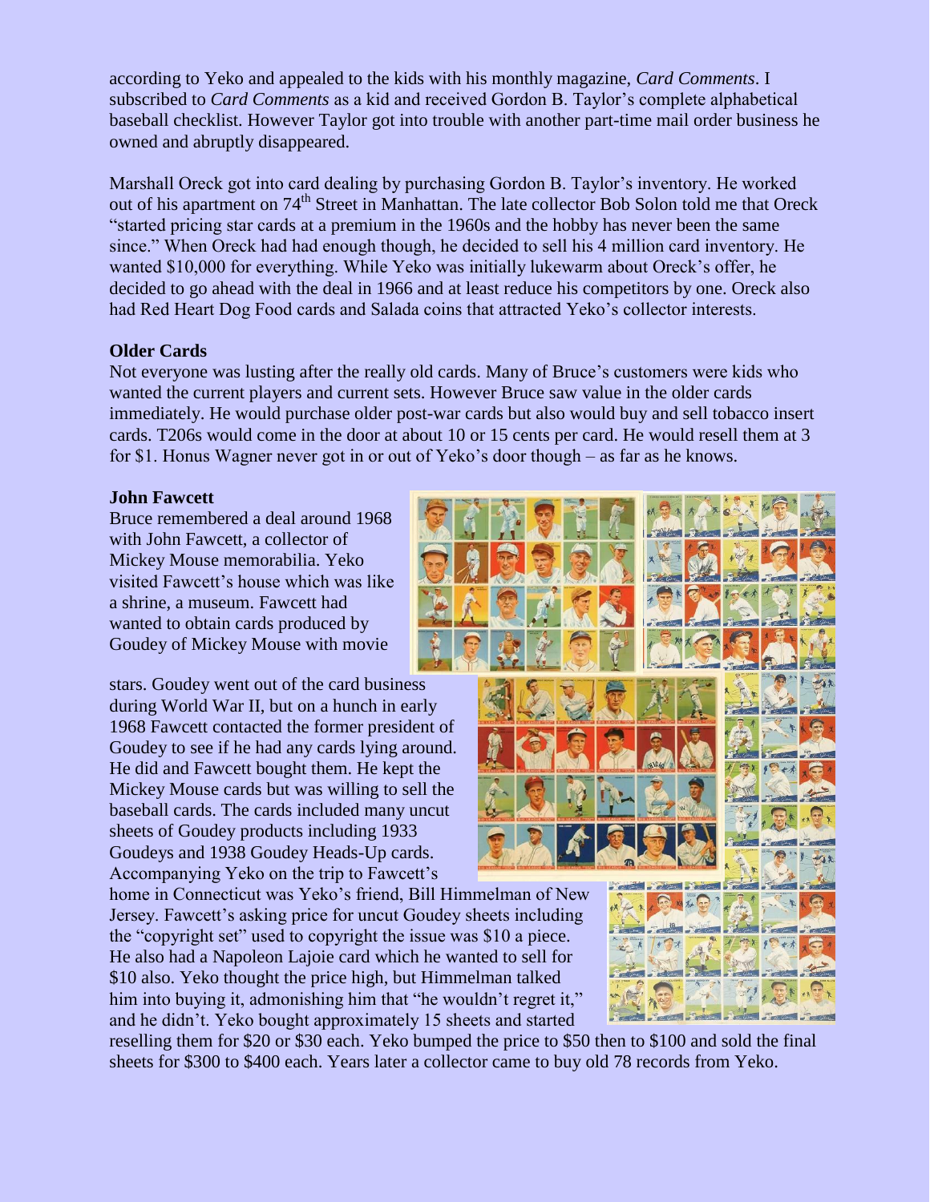according to Yeko and appealed to the kids with his monthly magazine, *Card Comments*. I subscribed to *Card Comments* as a kid and received Gordon B. Taylor's complete alphabetical baseball checklist. However Taylor got into trouble with another part-time mail order business he owned and abruptly disappeared.

Marshall Oreck got into card dealing by purchasing Gordon B. Taylor's inventory. He worked out of his apartment on 74th Street in Manhattan. The late collector Bob Solon told me that Oreck "started pricing star cards at a premium in the 1960s and the hobby has never been the same since." When Oreck had had enough though, he decided to sell his 4 million card inventory. He wanted $10,000 for everything. While Yeko was initially lukewarm about Oreck's offer, he decided to go ahead with the deal in 1966 and at least reduce his competitors by one. Oreck also had Red Heart Dog Food cards and Salada coins that attracted Yeko's collector interests.

**Older Cards**

Not everyone was lusting after the really old cards. Many of Bruce's customers were kids who wanted the current players and current sets. However Bruce saw value in the older cards immediately. He would purchase older post-war cards but also would buy and sell tobacco insert cards. T206s would come in the door at about 10 or 15 cents per card. He would resell them at 3 for $1. Honus Wagner never got in or out of Yeko's door though – as far as he knows.

**John Fawcett**

Bruce remembered a deal around 1968 with John Fawcett, a collector of Mickey Mouse memorabilia. Yeko visited Fawcett's house which was like a shrine, a museum. Fawcett had wanted to obtain cards produced by Goudey of Mickey Mouse with movie stars. Goudey went out of the card business during World War II, but on a hunch in early 1968 Fawcett contacted the former president of Goudey to see if he had any cards lying around. He did and Fawcett bought them. He kept the Mickey Mouse cards but was willing to sell the baseball cards. The cards included many uncut sheets of Goudey products including 1933 Goudeys and 1938 Goudey Heads-Up cards. Accompanying Yeko on the trip to Fawcett's home in Connecticut was Yeko's friend, Bill Himmelman of New Jersey. Fawcett's asking price for uncut Goudey sheets including the "copyright set" used to copyright the issue was $10 a piece. He also had a Napoleon Lajoie card which he wanted to sell for $10 also. Yeko thought the price high, but Himmelman talked him into buying it, admonishing him that "he wouldn't regret it," and he didn't. Yeko bought approximately 15 sheets and started reselling them for $20 or $30 each. Yeko bumped the price to $50 then to $100 and sold the final sheets for $300 to $400 each. Years later a collector came to buy old 78 records from Yeko.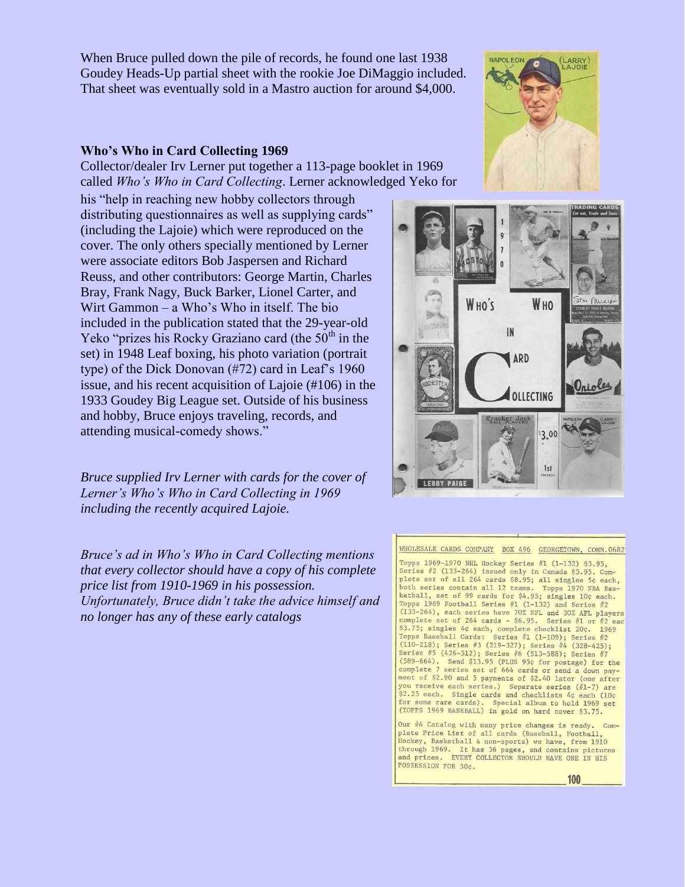When Bruce pulled down the pile of records, he found one last 1938 Goudey Heads-Up partial sheet with the rookie Joe DiMaggio included. That sheet was eventually sold in a Mastro auction for around $4,000.

**Who's Who in Card Collecting 1969**

Collector/dealer Irv Lerner put together a 113-page booklet in 1969 called *Who's Who in Card Collecting*. Lerner acknowledged Yeko for his "help in reaching new hobby collectors through distributing questionnaires as well as supplying cards" (including the Lajoie) which were reproduced on the cover. The only others specially mentioned by Lerner were associate editors Bob Jaspersen and Richard Reuss, and other contributors: George Martin, Charles Bray, Frank Nagy, Buck Barker, Lionel Carter, and Wirt Gammon – a Who's Who in itself. The bio included in the publication stated that the 29-year-old Yeko "prizes his Rocky Graziano card (the 50th in the set) in 1948 Leaf boxing, his photo variation (portrait type) of the Dick Donovan (#72) card in Leaf's 1960 issue, and his recent acquisition of Lajoie (#106) in the 1933 Goudey Big League set. Outside of his business and hobby, Bruce enjoys traveling, records, and attending musical-comedy shows."

*Bruce supplied Irv Lerner with cards for the cover of Lerner's Who's Who in Card Collecting in 1969 including the recently acquired Lajoie.*

*Bruce's ad in Who's Who in Card Collecting mentions that every collector should have a copy of his complete price list from 1910-1969 in his possession. Unfortunately, Bruce didn't take the advice himself and no longer has any of these early catalogs*

WHOLESALE CARDS COMPANY BOX 496 GEORGETOWN, CONN.0682

Topps 1969-1970 NHL Hockey Series #1 (1-132) $3.95, Series #2 (133-264) issued only in Canada $5.95. Complete set of all 264 cards $8.95; all singles 5¢ each, both series contain all 12 teams. Topps 1970 NBA Basketball, set of 99 cards for $4.95; singles 10¢ each. Topps 1969 Football Series #1 (1-132) and Series #2 (133-264), each series have 70% NFL and 30% AFL players complete set of 264 cards - $6.95. Series #1 or #2 eac $3.75; singles 4¢ each, complete checklist 20¢. 1969 Topps Baseball Cards: Series #1 (1-109); Series #2 (110-218); Series #3 (219-327); Series #4 (328-425); Series #5 (426-512); Series #6 (513-588); Series #7 (589-664). Send $13.95 (PLUS 95¢ for postage) for the complete 7 series set of 664 cards or send a down payment of $2.90 and 5 payments of $2.40 later (one after you receive each series.) Separate series (#1-7) are $2.25 each. Single cards and checklists 4¢ each (10¢ for some rare cards). Special album to hold 1969 set (TOPPS 1969 BASEBALL) in gold on hard cover $3.75.

Our #6 Catalog with many price changes is ready. Complete Price List of all cards (Baseball, Football, Hockey, Basketball & non-sports) we have, from 1910 through 1969. It has 36 pages, and contains pictures and prices. EVERY COLLECTOR SHOULD HAVE ONE IN HIS POSSESSION FOR 50¢.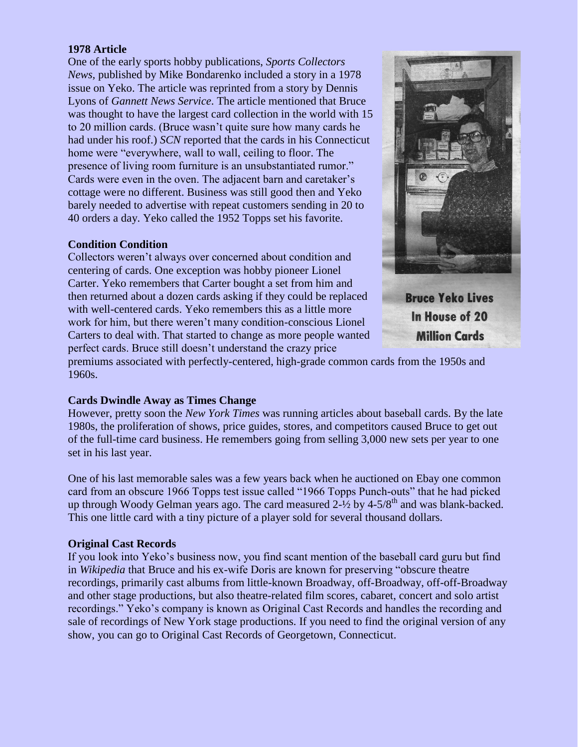**1978 Article**

One of the early sports hobby publications, *Sports Collectors News*, published by Mike Bondarenko included a story in a 1978 issue on Yeko. The article was reprinted from a story by Dennis Lyons of *Gannett News Service*. The article mentioned that Bruce was thought to have the largest card collection in the world with 15 to 20 million cards. (Bruce wasn't quite sure how many cards he had under his roof.) *SCN* reported that the cards in his Connecticut home were "everywhere, wall to wall, ceiling to floor. The presence of living room furniture is an unsubstantiated rumor." Cards were even in the oven. The adjacent barn and caretaker's cottage were no different. Business was still good then and Yeko barely needed to advertise with repeat customers sending in 20 to 40 orders a day. Yeko called the 1952 Topps set his favorite.

Bruce Yeko Lives In House of 20 Million Cards

**Condition Condition**

Collectors weren't always over concerned about condition and centering of cards. One exception was hobby pioneer Lionel Carter. Yeko remembers that Carter bought a set from him and then returned about a dozen cards asking if they could be replaced with well-centered cards. Yeko remembers this as a little more work for him, but there weren't many condition-conscious Lionel Carters to deal with. That started to change as more people wanted perfect cards. Bruce still doesn't understand the crazy price premiums associated with perfectly-centered, high-grade common cards from the 1950s and 1960s.

**Cards Dwindle Away as Times Change**

However, pretty soon the *New York Times* was running articles about baseball cards. By the late 1980s, the proliferation of shows, price guides, stores, and competitors caused Bruce to get out of the full-time card business. He remembers going from selling 3,000 new sets per year to one set in his last year.

One of his last memorable sales was a few years back when he auctioned on Ebay one common card from an obscure 1966 Topps test issue called "1966 Topps Punch-outs" that he had picked up through Woody Gelman years ago. The card measured 2-½ by 4-5/8th and was blank-backed. This one little card with a tiny picture of a player sold for several thousand dollars.

**Original Cast Records**

If you look into Yeko's business now, you find scant mention of the baseball card guru but find in *Wikipedia* that Bruce and his ex-wife Doris are known for preserving "obscure theatre recordings, primarily cast albums from little-known Broadway, off-Broadway, off-off-Broadway and other stage productions, but also theatre-related film scores, cabaret, concert and solo artist recordings." Yeko's company is known as Original Cast Records and handles the recording and sale of recordings of New York stage productions. If you need to find the original version of any show, you can go to Original Cast Records of Georgetown, Connecticut.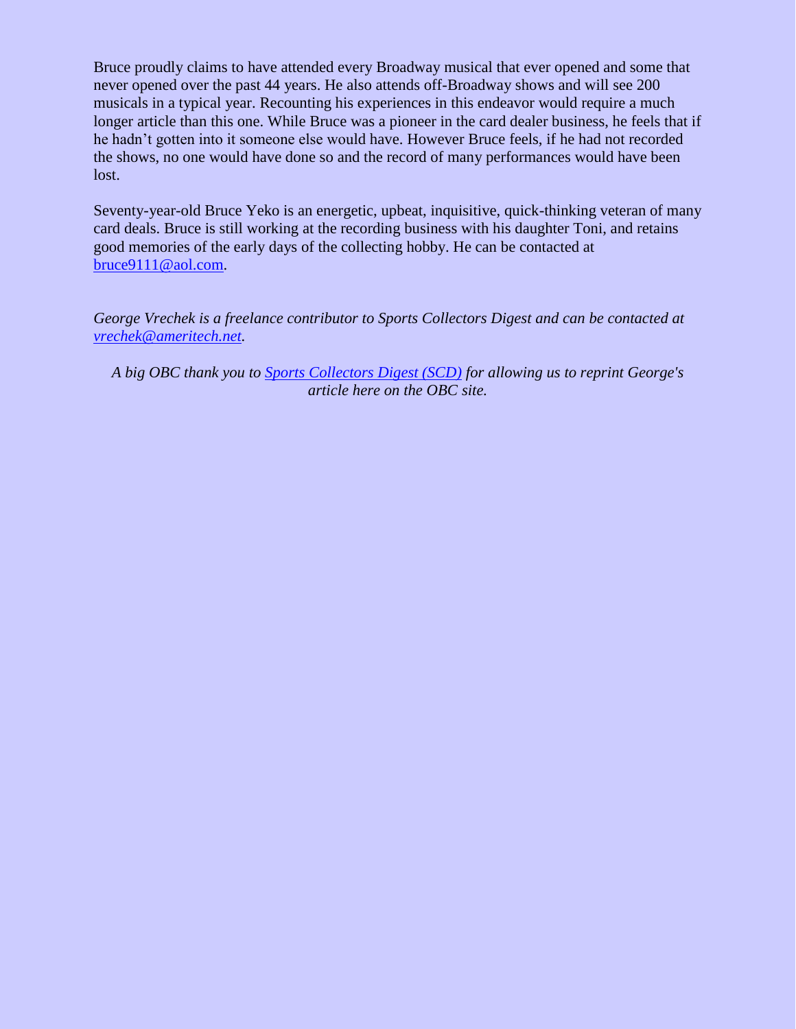Bruce proudly claims to have attended every Broadway musical that ever opened and some that never opened over the past 44 years. He also attends off-Broadway shows and will see 200 musicals in a typical year. Recounting his experiences in this endeavor would require a much longer article than this one. While Bruce was a pioneer in the card dealer business, he feels that if he hadn't gotten into it someone else would have. However Bruce feels, if he had not recorded the shows, no one would have done so and the record of many performances would have been lost.

Seventy-year-old Bruce Yeko is an energetic, upbeat, inquisitive, quick-thinking veteran of many card deals. Bruce is still working at the recording business with his daughter Toni, and retains good memories of the early days of the collecting hobby. He can be contacted at [bruce9111@aol.com](mailto:bruce9111@aol.com).

*George Vrechek is a freelance contributor to Sports Collectors Digest and can be contacted at [vrechek@ameritech.net](mailto:vrechek@ameritech.net).*

*A big OBC thank you to [Sports Collectors Digest (SCD)]() for allowing us to reprint George's article here on the OBC site.*